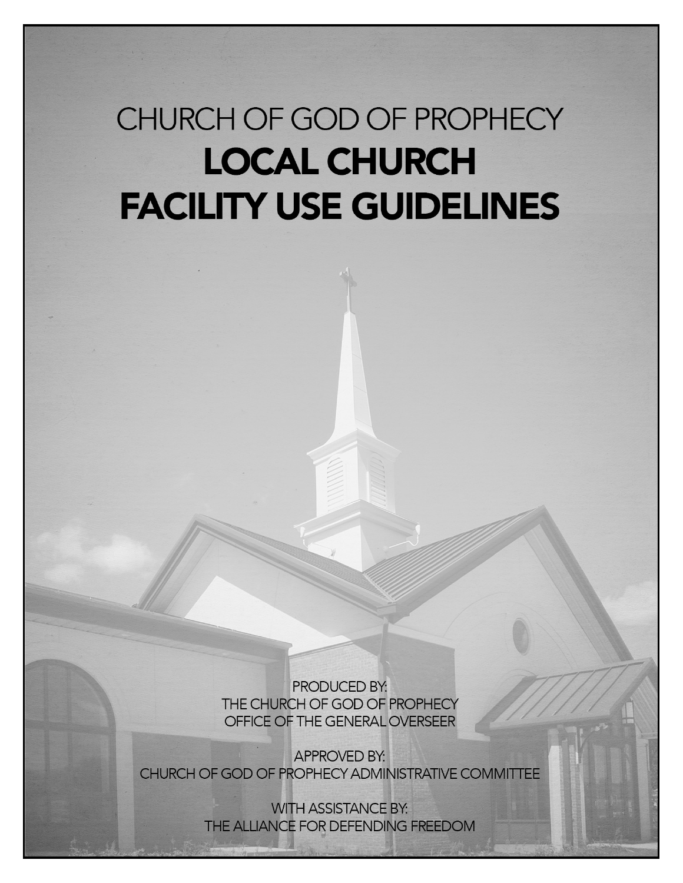# CHURCH OF GOD OF PROPHECY

# LOCAL CHURCH FACILITY USE GUIDELINES

PRODUCED BY:
THE CHURCH OF GOD OF PROPHECY
OFFICE OF THE GENERAL OVERSEER

APPROVED BY:
CHURCH OF GOD OF PROPHECY ADMINISTRATIVE COMMITTEE

WITH ASSISTANCE BY:
THE ALLIANCE FOR DEFENDING FREEDOM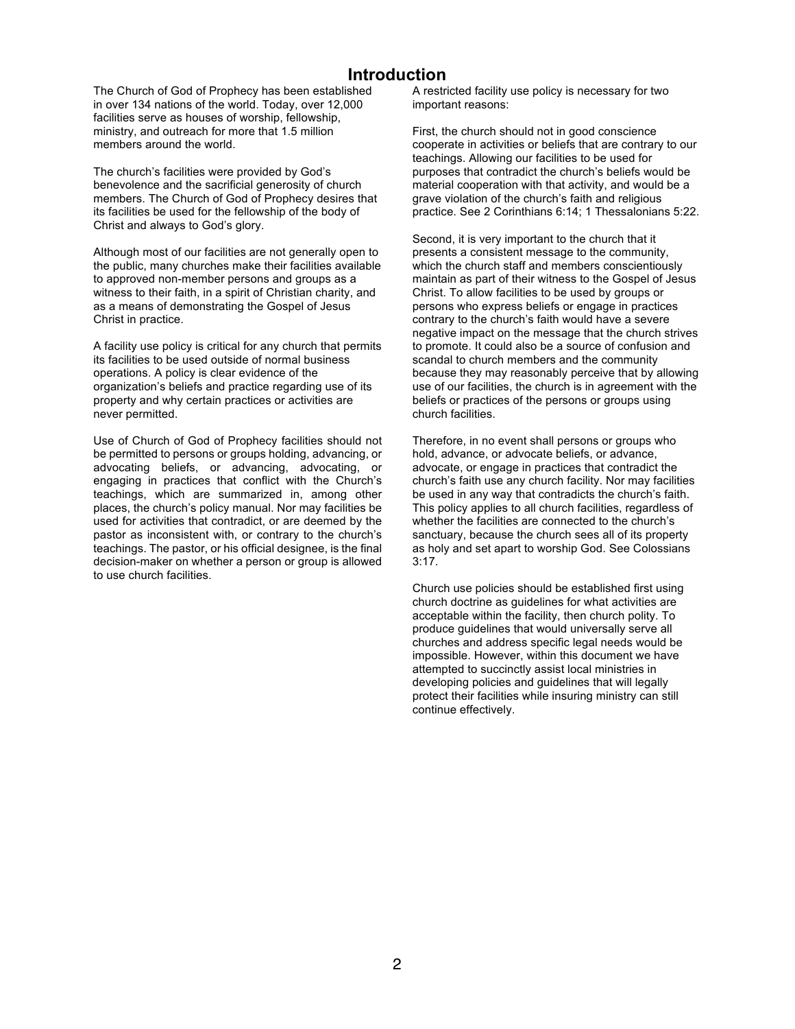# Introduction

The Church of God of Prophecy has been established in over 134 nations of the world. Today, over 12,000 facilities serve as houses of worship, fellowship, ministry, and outreach for more that 1.5 million members around the world.

The church's facilities were provided by God's benevolence and the sacrificial generosity of church members. The Church of God of Prophecy desires that its facilities be used for the fellowship of the body of Christ and always to God's glory.

Although most of our facilities are not generally open to the public, many churches make their facilities available to approved non-member persons and groups as a witness to their faith, in a spirit of Christian charity, and as a means of demonstrating the Gospel of Jesus Christ in practice.

A facility use policy is critical for any church that permits its facilities to be used outside of normal business operations. A policy is clear evidence of the organization's beliefs and practice regarding use of its property and why certain practices or activities are never permitted.

Use of Church of God of Prophecy facilities should not be permitted to persons or groups holding, advancing, or advocating beliefs, or advancing, advocating, or engaging in practices that conflict with the Church's teachings, which are summarized in, among other places, the church's policy manual. Nor may facilities be used for activities that contradict, or are deemed by the pastor as inconsistent with, or contrary to the church's teachings. The pastor, or his official designee, is the final decision-maker on whether a person or group is allowed to use church facilities.

A restricted facility use policy is necessary for two important reasons:

First, the church should not in good conscience cooperate in activities or beliefs that are contrary to our teachings. Allowing our facilities to be used for purposes that contradict the church's beliefs would be material cooperation with that activity, and would be a grave violation of the church's faith and religious practice. See 2 Corinthians 6:14; 1 Thessalonians 5:22.

Second, it is very important to the church that it presents a consistent message to the community, which the church staff and members conscientiously maintain as part of their witness to the Gospel of Jesus Christ. To allow facilities to be used by groups or persons who express beliefs or engage in practices contrary to the church's faith would have a severe negative impact on the message that the church strives to promote. It could also be a source of confusion and scandal to church members and the community because they may reasonably perceive that by allowing use of our facilities, the church is in agreement with the beliefs or practices of the persons or groups using church facilities.

Therefore, in no event shall persons or groups who hold, advance, or advocate beliefs, or advance, advocate, or engage in practices that contradict the church's faith use any church facility. Nor may facilities be used in any way that contradicts the church's faith. This policy applies to all church facilities, regardless of whether the facilities are connected to the church's sanctuary, because the church sees all of its property as holy and set apart to worship God. See Colossians 3:17.

Church use policies should be established first using church doctrine as guidelines for what activities are acceptable within the facility, then church polity. To produce guidelines that would universally serve all churches and address specific legal needs would be impossible. However, within this document we have attempted to succinctly assist local ministries in developing policies and guidelines that will legally protect their facilities while insuring ministry can still continue effectively.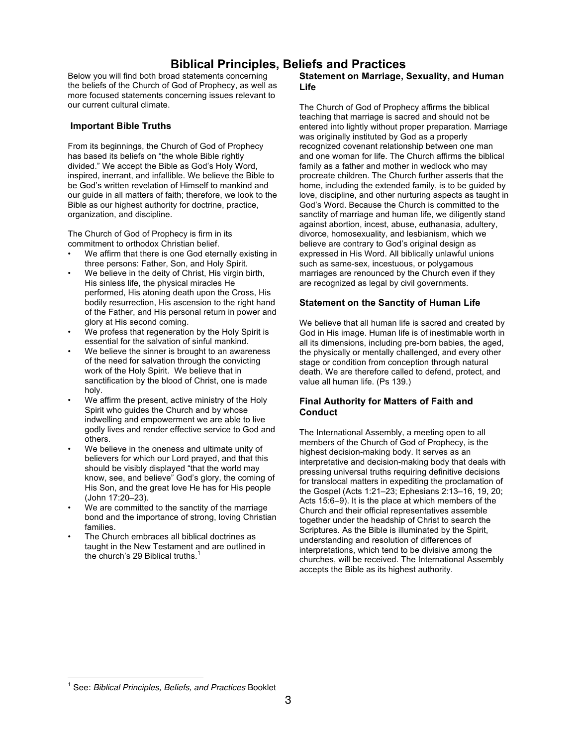# Biblical Principles, Beliefs and Practices

Below you will find both broad statements concerning the beliefs of the Church of God of Prophecy, as well as more focused statements concerning issues relevant to our current cultural climate.

## Important Bible Truths

From its beginnings, the Church of God of Prophecy has based its beliefs on "the whole Bible rightly divided." We accept the Bible as God's Holy Word, inspired, inerrant, and infallible. We believe the Bible to be God's written revelation of Himself to mankind and our guide in all matters of faith; therefore, we look to the Bible as our highest authority for doctrine, practice, organization, and discipline.

The Church of God of Prophecy is firm in its commitment to orthodox Christian belief.

- We affirm that there is one God eternally existing in three persons: Father, Son, and Holy Spirit.
- We believe in the deity of Christ, His virgin birth, His sinless life, the physical miracles He performed, His atoning death upon the Cross, His bodily resurrection, His ascension to the right hand of the Father, and His personal return in power and glory at His second coming.
- We profess that regeneration by the Holy Spirit is essential for the salvation of sinful mankind.
- We believe the sinner is brought to an awareness of the need for salvation through the convicting work of the Holy Spirit. We believe that in sanctification by the blood of Christ, one is made holy.
- We affirm the present, active ministry of the Holy Spirit who guides the Church and by whose indwelling and empowerment we are able to live godly lives and render effective service to God and others.
- We believe in the oneness and ultimate unity of believers for which our Lord prayed, and that this should be visibly displayed "that the world may know, see, and believe" God's glory, the coming of His Son, and the great love He has for His people (John 17:20–23).
- We are committed to the sanctity of the marriage bond and the importance of strong, loving Christian families.
- The Church embraces all biblical doctrines as taught in the New Testament and are outlined in the church's 29 Biblical truths.[1]

## Statement on Marriage, Sexuality, and Human Life

The Church of God of Prophecy affirms the biblical teaching that marriage is sacred and should not be entered into lightly without proper preparation. Marriage was originally instituted by God as a properly recognized covenant relationship between one man and one woman for life. The Church affirms the biblical family as a father and mother in wedlock who may procreate children. The Church further asserts that the home, including the extended family, is to be guided by love, discipline, and other nurturing aspects as taught in God's Word. Because the Church is committed to the sanctity of marriage and human life, we diligently stand against abortion, incest, abuse, euthanasia, adultery, divorce, homosexuality, and lesbianism, which we believe are contrary to God's original design as expressed in His Word. All biblically unlawful unions such as same-sex, incestuous, or polygamous marriages are renounced by the Church even if they are recognized as legal by civil governments.

## Statement on the Sanctity of Human Life

We believe that all human life is sacred and created by God in His image. Human life is of inestimable worth in all its dimensions, including pre-born babies, the aged, the physically or mentally challenged, and every other stage or condition from conception through natural death. We are therefore called to defend, protect, and value all human life. (Ps 139.)

## Final Authority for Matters of Faith and Conduct

The International Assembly, a meeting open to all members of the Church of God of Prophecy, is the highest decision-making body. It serves as an interpretative and decision-making body that deals with pressing universal truths requiring definitive decisions for translocal matters in expediting the proclamation of the Gospel (Acts 1:21–23; Ephesians 2:13–16, 19, 20; Acts 15:6–9). It is the place at which members of the Church and their official representatives assemble together under the headship of Christ to search the Scriptures. As the Bible is illuminated by the Spirit, understanding and resolution of differences of interpretations, which tend to be divisive among the churches, will be received. The International Assembly accepts the Bible as its highest authority.

---

[1] See: *Biblical Principles, Beliefs, and Practices* Booklet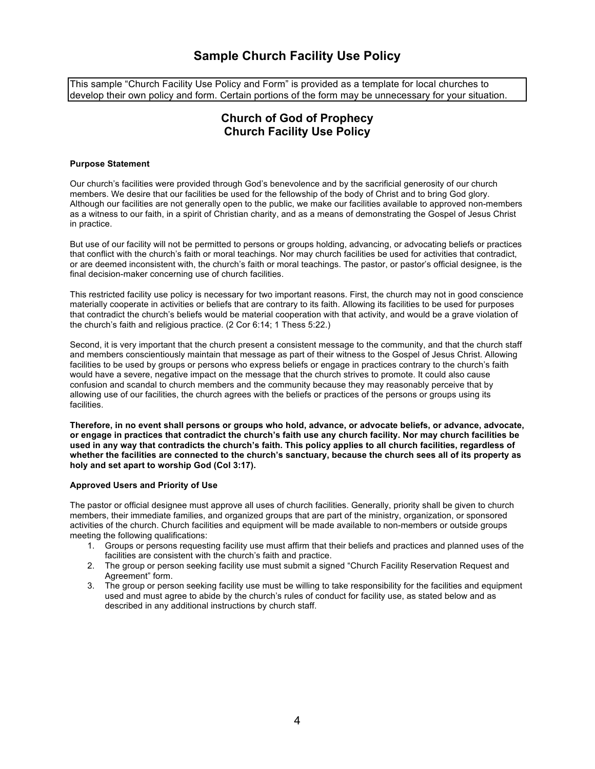# Sample Church Facility Use Policy

This sample "Church Facility Use Policy and Form" is provided as a template for local churches to develop their own policy and form. Certain portions of the form may be unnecessary for your situation.

## Church of God of Prophecy
## Church Facility Use Policy

**Purpose Statement**

Our church's facilities were provided through God's benevolence and by the sacrificial generosity of our church members. We desire that our facilities be used for the fellowship of the body of Christ and to bring God glory. Although our facilities are not generally open to the public, we make our facilities available to approved non-members as a witness to our faith, in a spirit of Christian charity, and as a means of demonstrating the Gospel of Jesus Christ in practice.

But use of our facility will not be permitted to persons or groups holding, advancing, or advocating beliefs or practices that conflict with the church's faith or moral teachings. Nor may church facilities be used for activities that contradict, or are deemed inconsistent with, the church's faith or moral teachings. The pastor, or pastor's official designee, is the final decision-maker concerning use of church facilities.

This restricted facility use policy is necessary for two important reasons. First, the church may not in good conscience materially cooperate in activities or beliefs that are contrary to its faith. Allowing its facilities to be used for purposes that contradict the church's beliefs would be material cooperation with that activity, and would be a grave violation of the church's faith and religious practice. (2 Cor 6:14; 1 Thess 5:22.)

Second, it is very important that the church present a consistent message to the community, and that the church staff and members conscientiously maintain that message as part of their witness to the Gospel of Jesus Christ. Allowing facilities to be used by groups or persons who express beliefs or engage in practices contrary to the church's faith would have a severe, negative impact on the message that the church strives to promote. It could also cause confusion and scandal to church members and the community because they may reasonably perceive that by allowing use of our facilities, the church agrees with the beliefs or practices of the persons or groups using its facilities.

**Therefore, in no event shall persons or groups who hold, advance, or advocate beliefs, or advance, advocate, or engage in practices that contradict the church's faith use any church facility. Nor may church facilities be used in any way that contradicts the church's faith. This policy applies to all church facilities, regardless of whether the facilities are connected to the church's sanctuary, because the church sees all of its property as holy and set apart to worship God (Col 3:17).**

**Approved Users and Priority of Use**

The pastor or official designee must approve all uses of church facilities. Generally, priority shall be given to church members, their immediate families, and organized groups that are part of the ministry, organization, or sponsored activities of the church. Church facilities and equipment will be made available to non-members or outside groups meeting the following qualifications:

1. Groups or persons requesting facility use must affirm that their beliefs and practices and planned uses of the facilities are consistent with the church's faith and practice.
2. The group or person seeking facility use must submit a signed "Church Facility Reservation Request and Agreement" form.
3. The group or person seeking facility use must be willing to take responsibility for the facilities and equipment used and must agree to abide by the church's rules of conduct for facility use, as stated below and as described in any additional instructions by church staff.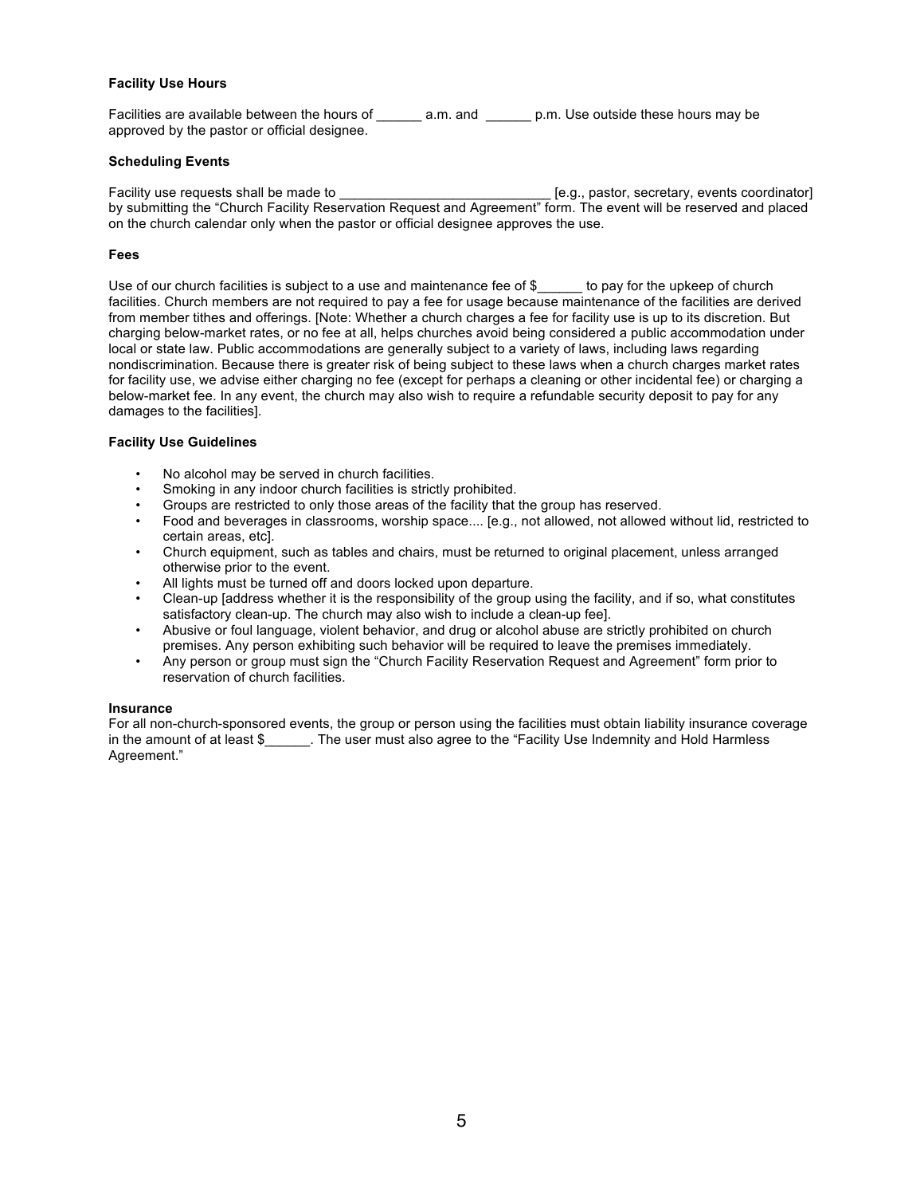**Facility Use Hours**

Facilities are available between the hours of ______ a.m. and ______ p.m. Use outside these hours may be approved by the pastor or official designee.

**Scheduling Events**

Facility use requests shall be made to ____________________________ [e.g., pastor, secretary, events coordinator] by submitting the "Church Facility Reservation Request and Agreement" form. The event will be reserved and placed on the church calendar only when the pastor or official designee approves the use.

**Fees**

Use of our church facilities is subject to a use and maintenance fee of $______ to pay for the upkeep of church facilities. Church members are not required to pay a fee for usage because maintenance of the facilities are derived from member tithes and offerings. [Note: Whether a church charges a fee for facility use is up to its discretion. But charging below-market rates, or no fee at all, helps churches avoid being considered a public accommodation under local or state law. Public accommodations are generally subject to a variety of laws, including laws regarding nondiscrimination. Because there is greater risk of being subject to these laws when a church charges market rates for facility use, we advise either charging no fee (except for perhaps a cleaning or other incidental fee) or charging a below-market fee. In any event, the church may also wish to require a refundable security deposit to pay for any damages to the facilities].

**Facility Use Guidelines**

- No alcohol may be served in church facilities.
- Smoking in any indoor church facilities is strictly prohibited.
- Groups are restricted to only those areas of the facility that the group has reserved.
- Food and beverages in classrooms, worship space.... [e.g., not allowed, not allowed without lid, restricted to certain areas, etc].
- Church equipment, such as tables and chairs, must be returned to original placement, unless arranged otherwise prior to the event.
- All lights must be turned off and doors locked upon departure.
- Clean-up [address whether it is the responsibility of the group using the facility, and if so, what constitutes satisfactory clean-up. The church may also wish to include a clean-up fee].
- Abusive or foul language, violent behavior, and drug or alcohol abuse are strictly prohibited on church premises. Any person exhibiting such behavior will be required to leave the premises immediately.
- Any person or group must sign the "Church Facility Reservation Request and Agreement" form prior to reservation of church facilities.

**Insurance**

For all non-church-sponsored events, the group or person using the facilities must obtain liability insurance coverage in the amount of at least $______. The user must also agree to the "Facility Use Indemnity and Hold Harmless Agreement."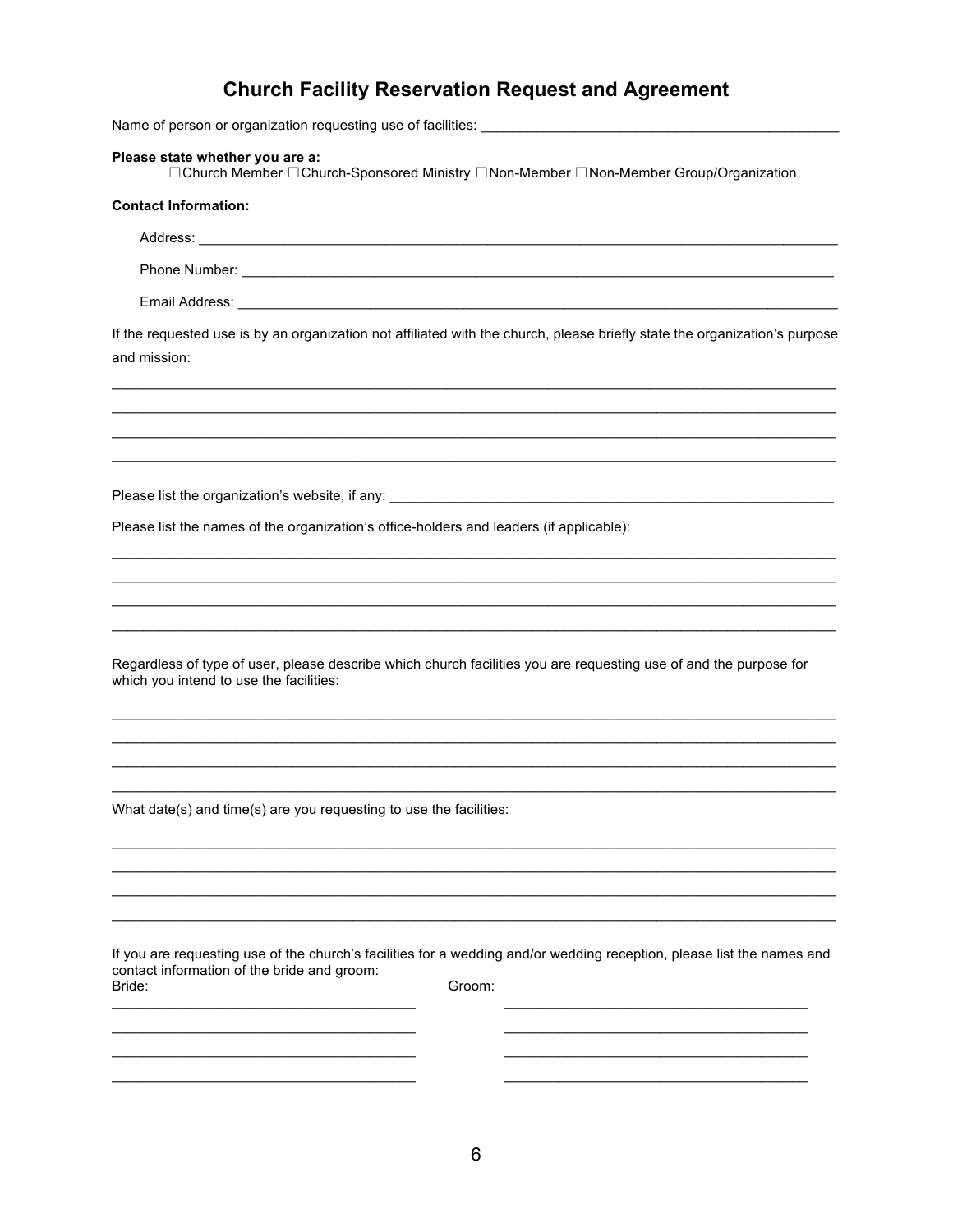# Church Facility Reservation Request and Agreement

Name of person or organization requesting use of facilities: ______________________________________________

**Please state whether you are a:**

☐ Church Member ☐ Church-Sponsored Ministry ☐ Non-Member ☐ Non-Member Group/Organization

**Contact Information:**

Address: ________________________________________________________________________________

Phone Number: ____________________________________________________________________________

Email Address: _____________________________________________________________________________

If the requested use is by an organization not affiliated with the church, please briefly state the organization's purpose and mission:

______________________________________________________________________________________________

______________________________________________________________________________________________

______________________________________________________________________________________________

______________________________________________________________________________________________

Please list the organization's website, if any: __________________________________________________________

Please list the names of the organization's office-holders and leaders (if applicable):

______________________________________________________________________________________________

______________________________________________________________________________________________

______________________________________________________________________________________________

______________________________________________________________________________________________

Regardless of type of user, please describe which church facilities you are requesting use of and the purpose for which you intend to use the facilities:

______________________________________________________________________________________________

______________________________________________________________________________________________

______________________________________________________________________________________________

______________________________________________________________________________________________

What date(s) and time(s) are you requesting to use the facilities:

______________________________________________________________________________________________

______________________________________________________________________________________________

______________________________________________________________________________________________

______________________________________________________________________________________________

If you are requesting use of the church's facilities for a wedding and/or wedding reception, please list the names and contact information of the bride and groom:

| Bride: | Groom: |
|---|---|
| ____________________________________ | ____________________________________ |
| ____________________________________ | ____________________________________ |
| ____________________________________ | ____________________________________ |
| ____________________________________ | ____________________________________ |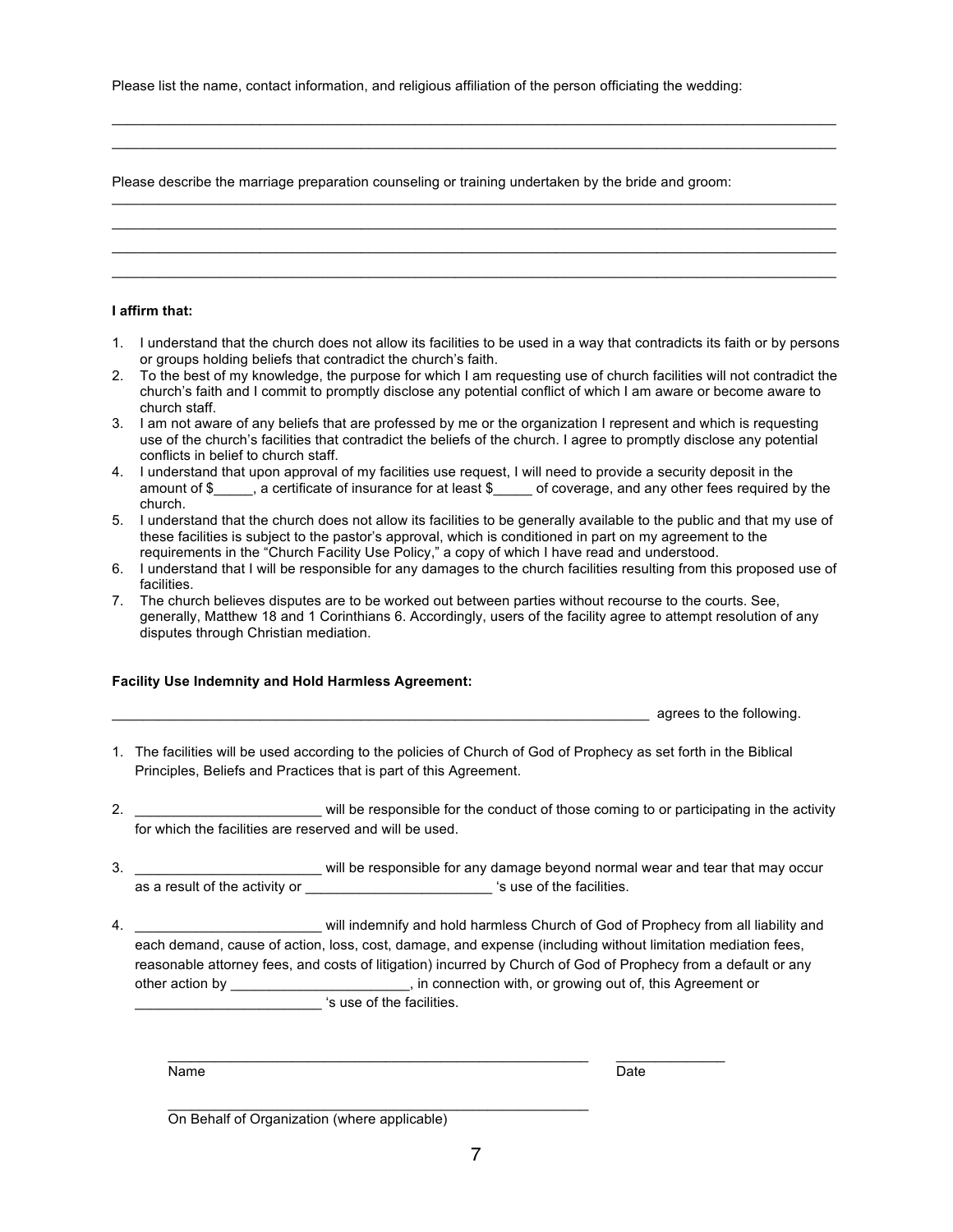Please list the name, contact information, and religious affiliation of the person officiating the wedding:

\_\_\_\_\_\_\_\_\_\_\_\_\_\_\_\_\_\_\_\_\_\_\_\_\_\_\_\_\_\_\_\_\_\_\_\_\_\_\_\_\_\_\_\_\_\_\_\_\_\_\_\_\_\_\_\_\_\_\_\_\_\_\_\_\_\_\_\_\_\_\_\_\_\_\_\_\_\_

\_\_\_\_\_\_\_\_\_\_\_\_\_\_\_\_\_\_\_\_\_\_\_\_\_\_\_\_\_\_\_\_\_\_\_\_\_\_\_\_\_\_\_\_\_\_\_\_\_\_\_\_\_\_\_\_\_\_\_\_\_\_\_\_\_\_\_\_\_\_\_\_\_\_\_\_\_\_

Please describe the marriage preparation counseling or training undertaken by the bride and groom:

\_\_\_\_\_\_\_\_\_\_\_\_\_\_\_\_\_\_\_\_\_\_\_\_\_\_\_\_\_\_\_\_\_\_\_\_\_\_\_\_\_\_\_\_\_\_\_\_\_\_\_\_\_\_\_\_\_\_\_\_\_\_\_\_\_\_\_\_\_\_\_\_\_\_\_\_\_\_

\_\_\_\_\_\_\_\_\_\_\_\_\_\_\_\_\_\_\_\_\_\_\_\_\_\_\_\_\_\_\_\_\_\_\_\_\_\_\_\_\_\_\_\_\_\_\_\_\_\_\_\_\_\_\_\_\_\_\_\_\_\_\_\_\_\_\_\_\_\_\_\_\_\_\_\_\_\_

\_\_\_\_\_\_\_\_\_\_\_\_\_\_\_\_\_\_\_\_\_\_\_\_\_\_\_\_\_\_\_\_\_\_\_\_\_\_\_\_\_\_\_\_\_\_\_\_\_\_\_\_\_\_\_\_\_\_\_\_\_\_\_\_\_\_\_\_\_\_\_\_\_\_\_\_\_\_

\_\_\_\_\_\_\_\_\_\_\_\_\_\_\_\_\_\_\_\_\_\_\_\_\_\_\_\_\_\_\_\_\_\_\_\_\_\_\_\_\_\_\_\_\_\_\_\_\_\_\_\_\_\_\_\_\_\_\_\_\_\_\_\_\_\_\_\_\_\_\_\_\_\_\_\_\_\_

**I affirm that:**

1. I understand that the church does not allow its facilities to be used in a way that contradicts its faith or by persons or groups holding beliefs that contradict the church's faith.
2. To the best of my knowledge, the purpose for which I am requesting use of church facilities will not contradict the church's faith and I commit to promptly disclose any potential conflict of which I am aware or become aware to church staff.
3. I am not aware of any beliefs that are professed by me or the organization I represent and which is requesting use of the church's facilities that contradict the beliefs of the church. I agree to promptly disclose any potential conflicts in belief to church staff.
4. I understand that upon approval of my facilities use request, I will need to provide a security deposit in the amount of $_____, a certificate of insurance for at least $_____ of coverage, and any other fees required by the church.
5. I understand that the church does not allow its facilities to be generally available to the public and that my use of these facilities is subject to the pastor's approval, which is conditioned in part on my agreement to the requirements in the "Church Facility Use Policy," a copy of which I have read and understood.
6. I understand that I will be responsible for any damages to the church facilities resulting from this proposed use of facilities.
7. The church believes disputes are to be worked out between parties without recourse to the courts. See, generally, Matthew 18 and 1 Corinthians 6. Accordingly, users of the facility agree to attempt resolution of any disputes through Christian mediation.

**Facility Use Indemnity and Hold Harmless Agreement:**

\_\_\_\_\_\_\_\_\_\_\_\_\_\_\_\_\_\_\_\_\_\_\_\_\_\_\_\_\_\_\_\_\_\_\_\_\_\_\_\_\_\_\_\_\_\_\_\_\_\_\_\_\_\_\_\_\_\_\_\_ agrees to the following.

1. The facilities will be used according to the policies of Church of God of Prophecy as set forth in the Biblical Principles, Beliefs and Practices that is part of this Agreement.
2. ________________________ will be responsible for the conduct of those coming to or participating in the activity for which the facilities are reserved and will be used.
3. ________________________ will be responsible for any damage beyond normal wear and tear that may occur as a result of the activity or ________________________ 's use of the facilities.
4. ________________________ will indemnify and hold harmless Church of God of Prophecy from all liability and each demand, cause of action, loss, cost, damage, and expense (including without limitation mediation fees, reasonable attorney fees, and costs of litigation) incurred by Church of God of Prophecy from a default or any other action by _______________________, in connection with, or growing out of, this Agreement or ________________________ 's use of the facilities.

\_\_\_\_\_\_\_\_\_\_\_\_\_\_\_\_\_\_\_\_\_\_\_\_\_\_\_\_\_\_\_\_\_\_\_\_\_\_\_\_\_\_\_\_\_\_\_\_\_\_ \_\_\_\_\_\_\_\_\_\_\_\_\_\_
Name Date

\_\_\_\_\_\_\_\_\_\_\_\_\_\_\_\_\_\_\_\_\_\_\_\_\_\_\_\_\_\_\_\_\_\_\_\_\_\_\_\_\_\_\_\_\_\_\_\_\_\_
On Behalf of Organization (where applicable)